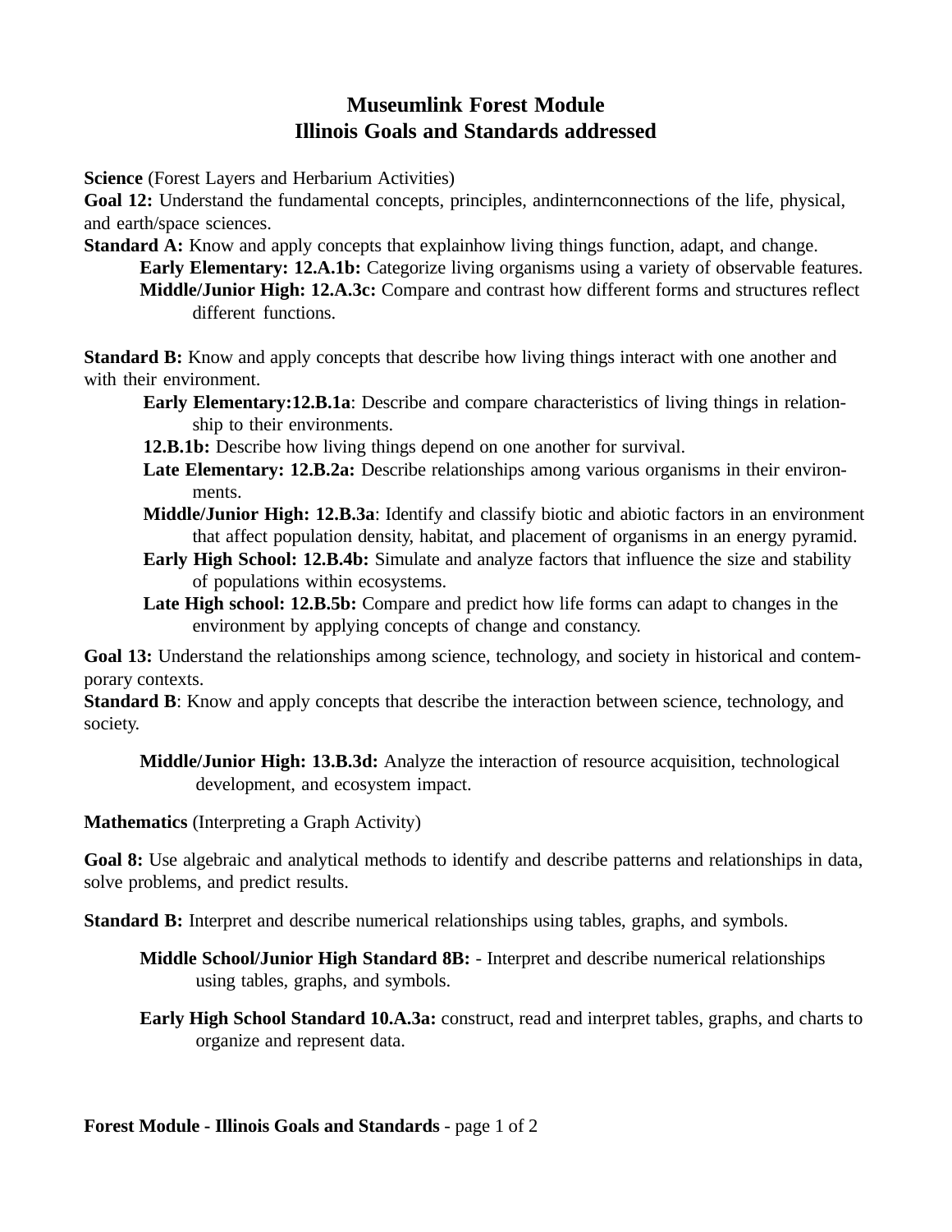# Museumlink Forest Module
# Illinois Goals and Standards addressed

**Science** (Forest Layers and Herbarium Activities)

**Goal 12:** Understand the fundamental concepts, principles, andinternconnections of the life, physical, and earth/space sciences.

**Standard A:** Know and apply concepts that explainhow living things function, adapt, and change.

- **Early Elementary: 12.A.1b:** Categorize living organisms using a variety of observable features.
- **Middle/Junior High: 12.A.3c:** Compare and contrast how different forms and structures reflect different functions.

**Standard B:** Know and apply concepts that describe how living things interact with one another and with their environment.

- **Early Elementary:12.B.1a**: Describe and compare characteristics of living things in relationship to their environments.
- **12.B.1b:** Describe how living things depend on one another for survival.
- **Late Elementary: 12.B.2a:** Describe relationships among various organisms in their environments.
- **Middle/Junior High: 12.B.3a**: Identify and classify biotic and abiotic factors in an environment that affect population density, habitat, and placement of organisms in an energy pyramid.
- **Early High School: 12.B.4b:** Simulate and analyze factors that influence the size and stability of populations within ecosystems.
- **Late High school: 12.B.5b:** Compare and predict how life forms can adapt to changes in the environment by applying concepts of change and constancy.

**Goal 13:** Understand the relationships among science, technology, and society in historical and contemporary contexts.

**Standard B**: Know and apply concepts that describe the interaction between science, technology, and society.

- **Middle/Junior High: 13.B.3d:** Analyze the interaction of resource acquisition, technological development, and ecosystem impact.

**Mathematics** (Interpreting a Graph Activity)

**Goal 8:** Use algebraic and analytical methods to identify and describe patterns and relationships in data, solve problems, and predict results.

**Standard B:** Interpret and describe numerical relationships using tables, graphs, and symbols.

- **Middle School/Junior High Standard 8B:** - Interpret and describe numerical relationships using tables, graphs, and symbols.
- **Early High School Standard 10.A.3a:** construct, read and interpret tables, graphs, and charts to organize and represent data.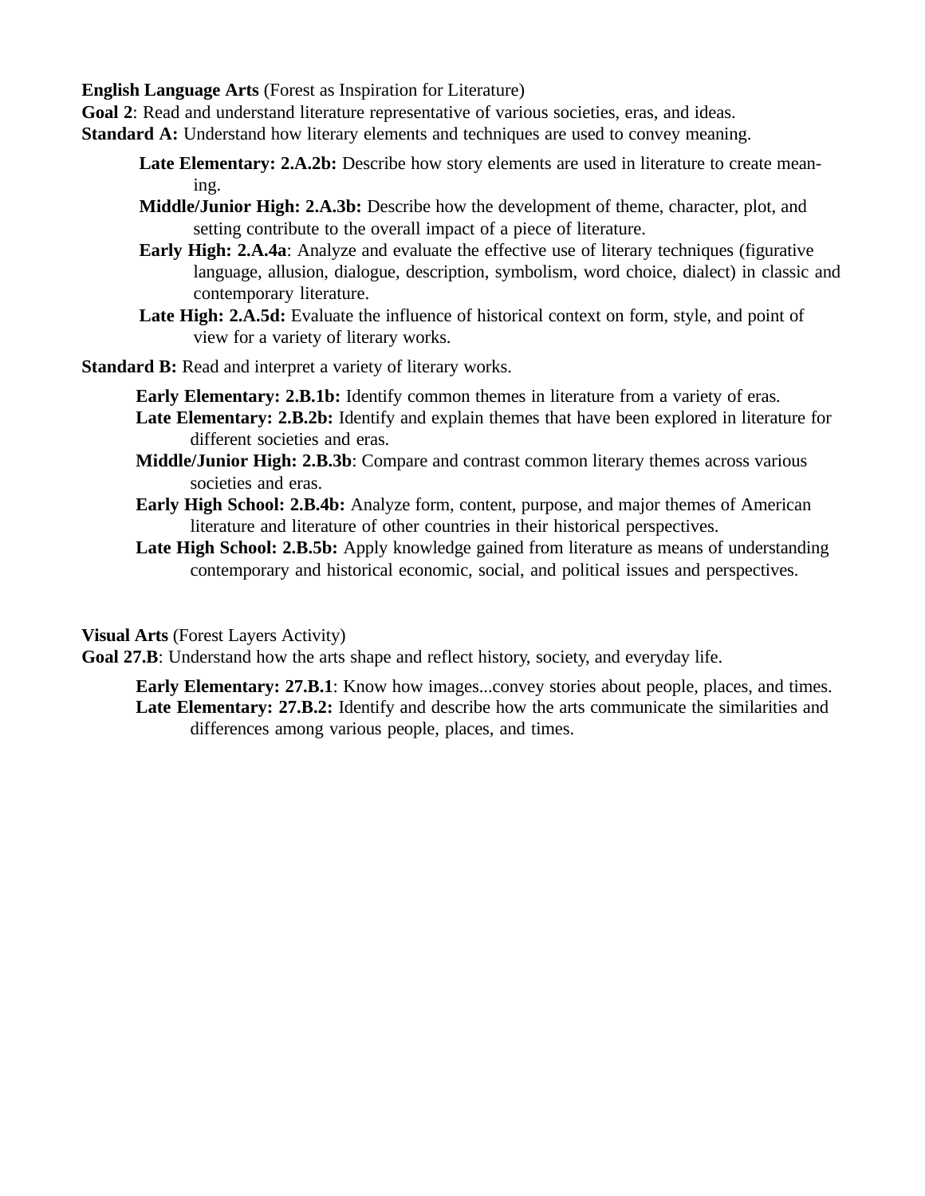**English Language Arts** (Forest as Inspiration for Literature)
**Goal 2**: Read and understand literature representative of various societies, eras, and ideas.
**Standard A:** Understand how literary elements and techniques are used to convey meaning.

- **Late Elementary: 2.A.2b:** Describe how story elements are used in literature to create meaning.
- **Middle/Junior High: 2.A.3b:** Describe how the development of theme, character, plot, and setting contribute to the overall impact of a piece of literature.
- **Early High: 2.A.4a**: Analyze and evaluate the effective use of literary techniques (figurative language, allusion, dialogue, description, symbolism, word choice, dialect) in classic and contemporary literature.
- **Late High: 2.A.5d:** Evaluate the influence of historical context on form, style, and point of view for a variety of literary works.

**Standard B:** Read and interpret a variety of literary works.

- **Early Elementary: 2.B.1b:** Identify common themes in literature from a variety of eras.
- **Late Elementary: 2.B.2b:** Identify and explain themes that have been explored in literature for different societies and eras.
- **Middle/Junior High: 2.B.3b**: Compare and contrast common literary themes across various societies and eras.
- **Early High School: 2.B.4b:** Analyze form, content, purpose, and major themes of American literature and literature of other countries in their historical perspectives.
- **Late High School: 2.B.5b:** Apply knowledge gained from literature as means of understanding contemporary and historical economic, social, and political issues and perspectives.

**Visual Arts** (Forest Layers Activity)
**Goal 27.B**: Understand how the arts shape and reflect history, society, and everyday life.

- **Early Elementary: 27.B.1**: Know how images...convey stories about people, places, and times.
- **Late Elementary: 27.B.2:** Identify and describe how the arts communicate the similarities and differences among various people, places, and times.